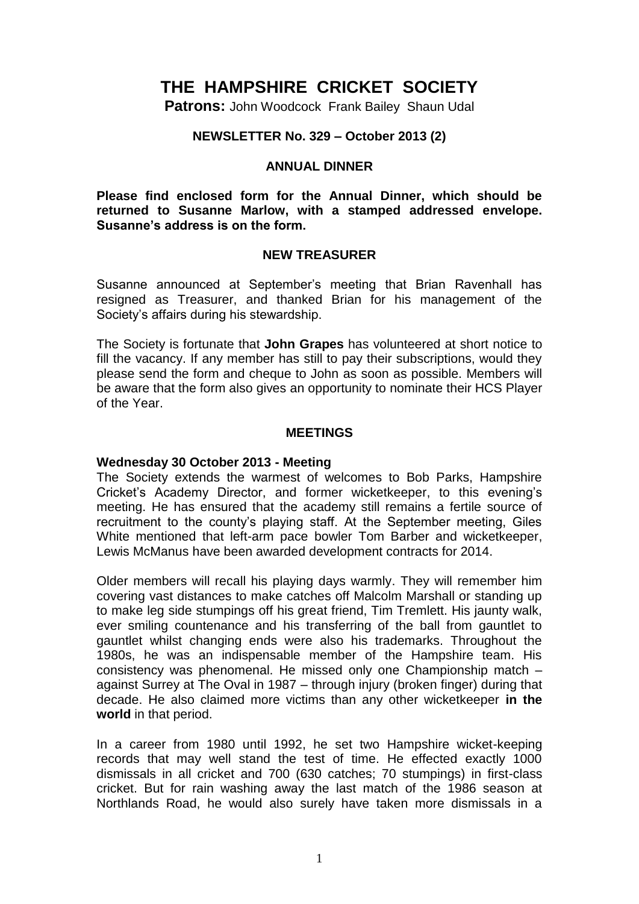# THE HAMPSHIRE CRICKET SOCIETY

**Patrons:** John Woodcock Frank Bailey Shaun Udal

**NEWSLETTER No. 329 – October 2013 (2)**

## ANNUAL DINNER

**Please find enclosed form for the Annual Dinner, which should be returned to Susanne Marlow, with a stamped addressed envelope. Susanne's address is on the form.**

## NEW TREASURER

Susanne announced at September's meeting that Brian Ravenhall has resigned as Treasurer, and thanked Brian for his management of the Society's affairs during his stewardship.

The Society is fortunate that **John Grapes** has volunteered at short notice to fill the vacancy. If any member has still to pay their subscriptions, would they please send the form and cheque to John as soon as possible. Members will be aware that the form also gives an opportunity to nominate their HCS Player of the Year.

## MEETINGS

**Wednesday 30 October 2013 - Meeting**

The Society extends the warmest of welcomes to Bob Parks, Hampshire Cricket's Academy Director, and former wicketkeeper, to this evening's meeting. He has ensured that the academy still remains a fertile source of recruitment to the county's playing staff. At the September meeting, Giles White mentioned that left-arm pace bowler Tom Barber and wicketkeeper, Lewis McManus have been awarded development contracts for 2014.

Older members will recall his playing days warmly. They will remember him covering vast distances to make catches off Malcolm Marshall or standing up to make leg side stumpings off his great friend, Tim Tremlett. His jaunty walk, ever smiling countenance and his transferring of the ball from gauntlet to gauntlet whilst changing ends were also his trademarks. Throughout the 1980s, he was an indispensable member of the Hampshire team. His consistency was phenomenal. He missed only one Championship match – against Surrey at The Oval in 1987 – through injury (broken finger) during that decade. He also claimed more victims than any other wicketkeeper **in the world** in that period.

In a career from 1980 until 1992, he set two Hampshire wicket-keeping records that may well stand the test of time. He effected exactly 1000 dismissals in all cricket and 700 (630 catches; 70 stumpings) in first-class cricket. But for rain washing away the last match of the 1986 season at Northlands Road, he would also surely have taken more dismissals in a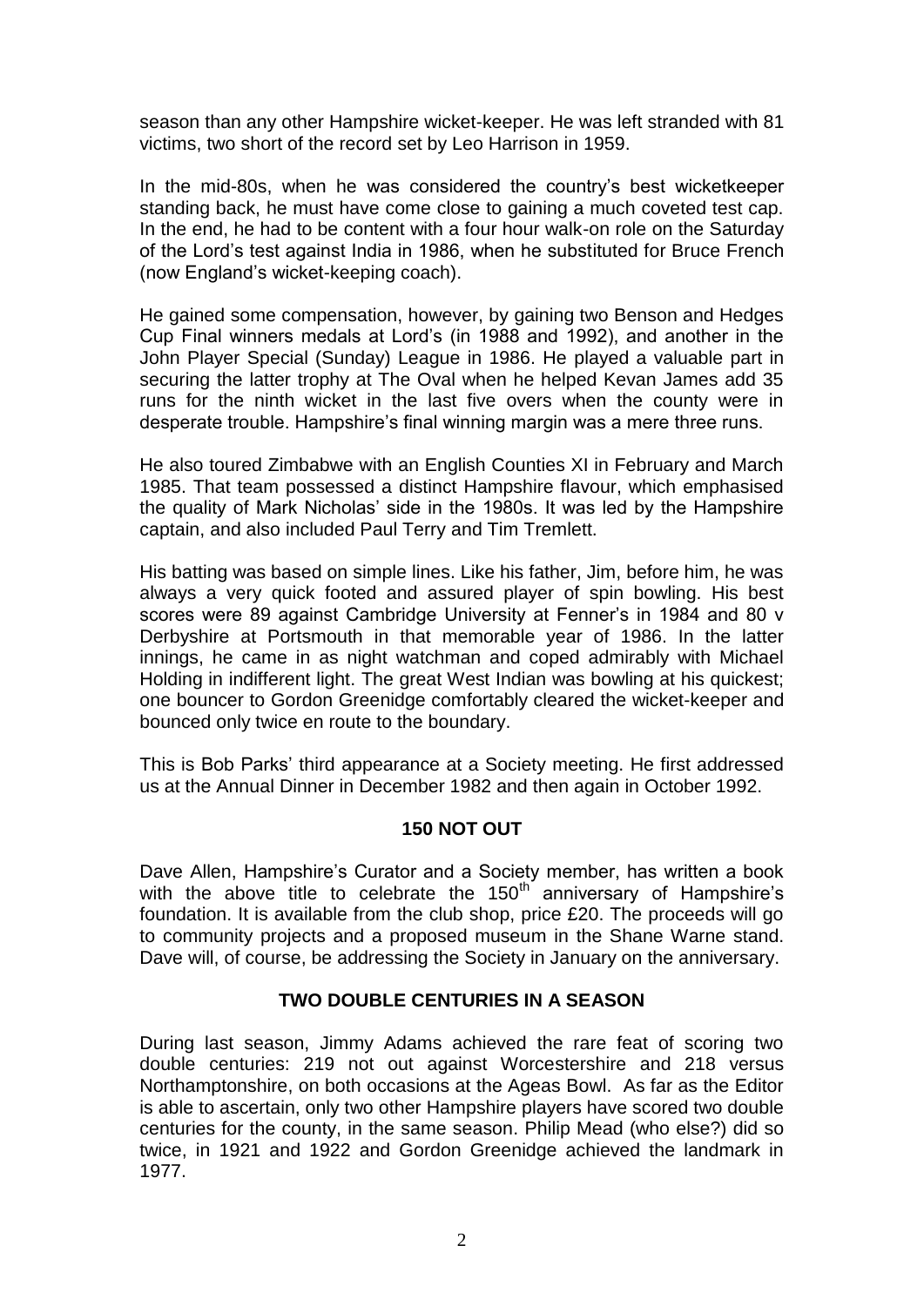season than any other Hampshire wicket-keeper. He was left stranded with 81 victims, two short of the record set by Leo Harrison in 1959.

In the mid-80s, when he was considered the country's best wicketkeeper standing back, he must have come close to gaining a much coveted test cap. In the end, he had to be content with a four hour walk-on role on the Saturday of the Lord's test against India in 1986, when he substituted for Bruce French (now England's wicket-keeping coach).

He gained some compensation, however, by gaining two Benson and Hedges Cup Final winners medals at Lord's (in 1988 and 1992), and another in the John Player Special (Sunday) League in 1986. He played a valuable part in securing the latter trophy at The Oval when he helped Kevan James add 35 runs for the ninth wicket in the last five overs when the county were in desperate trouble. Hampshire's final winning margin was a mere three runs.

He also toured Zimbabwe with an English Counties XI in February and March 1985. That team possessed a distinct Hampshire flavour, which emphasised the quality of Mark Nicholas' side in the 1980s. It was led by the Hampshire captain, and also included Paul Terry and Tim Tremlett.

His batting was based on simple lines. Like his father, Jim, before him, he was always a very quick footed and assured player of spin bowling. His best scores were 89 against Cambridge University at Fenner's in 1984 and 80 v Derbyshire at Portsmouth in that memorable year of 1986. In the latter innings, he came in as night watchman and coped admirably with Michael Holding in indifferent light. The great West Indian was bowling at his quickest; one bouncer to Gordon Greenidge comfortably cleared the wicket-keeper and bounced only twice en route to the boundary.

This is Bob Parks' third appearance at a Society meeting. He first addressed us at the Annual Dinner in December 1982 and then again in October 1992.

## 150 NOT OUT

Dave Allen, Hampshire's Curator and a Society member, has written a book with the above title to celebrate the 150th anniversary of Hampshire's foundation. It is available from the club shop, price £20. The proceeds will go to community projects and a proposed museum in the Shane Warne stand. Dave will, of course, be addressing the Society in January on the anniversary.

## TWO DOUBLE CENTURIES IN A SEASON

During last season, Jimmy Adams achieved the rare feat of scoring two double centuries: 219 not out against Worcestershire and 218 versus Northamptonshire, on both occasions at the Ageas Bowl. As far as the Editor is able to ascertain, only two other Hampshire players have scored two double centuries for the county, in the same season. Philip Mead (who else?) did so twice, in 1921 and 1922 and Gordon Greenidge achieved the landmark in 1977.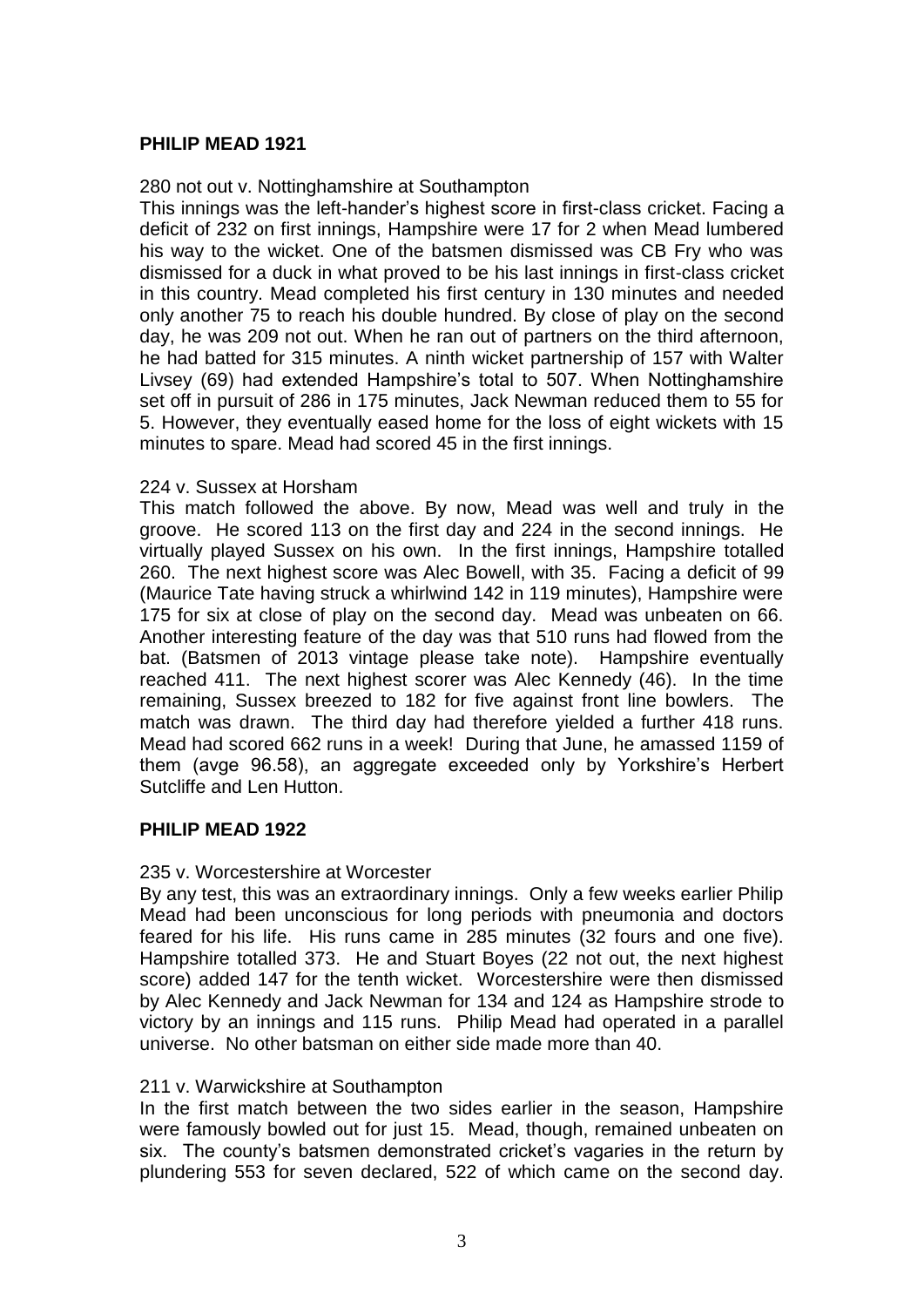## PHILIP MEAD 1921

280 not out v. Nottinghamshire at Southampton

This innings was the left-hander's highest score in first-class cricket. Facing a deficit of 232 on first innings, Hampshire were 17 for 2 when Mead lumbered his way to the wicket. One of the batsmen dismissed was CB Fry who was dismissed for a duck in what proved to be his last innings in first-class cricket in this country. Mead completed his first century in 130 minutes and needed only another 75 to reach his double hundred. By close of play on the second day, he was 209 not out. When he ran out of partners on the third afternoon, he had batted for 315 minutes. A ninth wicket partnership of 157 with Walter Livsey (69) had extended Hampshire's total to 507. When Nottinghamshire set off in pursuit of 286 in 175 minutes, Jack Newman reduced them to 55 for 5. However, they eventually eased home for the loss of eight wickets with 15 minutes to spare. Mead had scored 45 in the first innings.

224 v. Sussex at Horsham

This match followed the above. By now, Mead was well and truly in the groove. He scored 113 on the first day and 224 in the second innings. He virtually played Sussex on his own. In the first innings, Hampshire totalled 260. The next highest score was Alec Bowell, with 35. Facing a deficit of 99 (Maurice Tate having struck a whirlwind 142 in 119 minutes), Hampshire were 175 for six at close of play on the second day. Mead was unbeaten on 66. Another interesting feature of the day was that 510 runs had flowed from the bat. (Batsmen of 2013 vintage please take note). Hampshire eventually reached 411. The next highest scorer was Alec Kennedy (46). In the time remaining, Sussex breezed to 182 for five against front line bowlers. The match was drawn. The third day had therefore yielded a further 418 runs. Mead had scored 662 runs in a week! During that June, he amassed 1159 of them (avge 96.58), an aggregate exceeded only by Yorkshire's Herbert Sutcliffe and Len Hutton.

## PHILIP MEAD 1922

235 v. Worcestershire at Worcester

By any test, this was an extraordinary innings. Only a few weeks earlier Philip Mead had been unconscious for long periods with pneumonia and doctors feared for his life. His runs came in 285 minutes (32 fours and one five). Hampshire totalled 373. He and Stuart Boyes (22 not out, the next highest score) added 147 for the tenth wicket. Worcestershire were then dismissed by Alec Kennedy and Jack Newman for 134 and 124 as Hampshire strode to victory by an innings and 115 runs. Philip Mead had operated in a parallel universe. No other batsman on either side made more than 40.

211 v. Warwickshire at Southampton

In the first match between the two sides earlier in the season, Hampshire were famously bowled out for just 15. Mead, though, remained unbeaten on six. The county's batsmen demonstrated cricket's vagaries in the return by plundering 553 for seven declared, 522 of which came on the second day.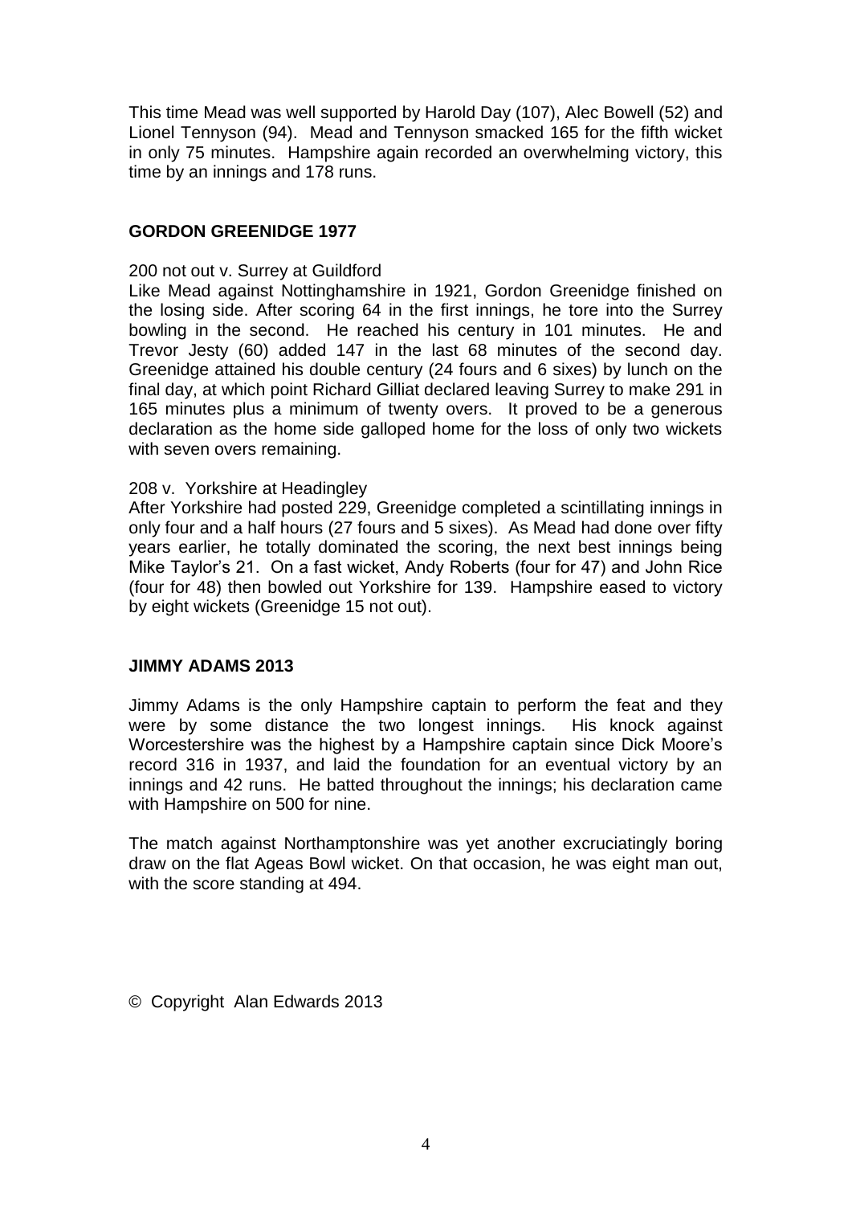This time Mead was well supported by Harold Day (107), Alec Bowell (52) and Lionel Tennyson (94). Mead and Tennyson smacked 165 for the fifth wicket in only 75 minutes. Hampshire again recorded an overwhelming victory, this time by an innings and 178 runs.

## GORDON GREENIDGE 1977

200 not out v. Surrey at Guildford

Like Mead against Nottinghamshire in 1921, Gordon Greenidge finished on the losing side. After scoring 64 in the first innings, he tore into the Surrey bowling in the second. He reached his century in 101 minutes. He and Trevor Jesty (60) added 147 in the last 68 minutes of the second day. Greenidge attained his double century (24 fours and 6 sixes) by lunch on the final day, at which point Richard Gilliat declared leaving Surrey to make 291 in 165 minutes plus a minimum of twenty overs. It proved to be a generous declaration as the home side galloped home for the loss of only two wickets with seven overs remaining.

208 v. Yorkshire at Headingley

After Yorkshire had posted 229, Greenidge completed a scintillating innings in only four and a half hours (27 fours and 5 sixes). As Mead had done over fifty years earlier, he totally dominated the scoring, the next best innings being Mike Taylor's 21. On a fast wicket, Andy Roberts (four for 47) and John Rice (four for 48) then bowled out Yorkshire for 139. Hampshire eased to victory by eight wickets (Greenidge 15 not out).

## JIMMY ADAMS 2013

Jimmy Adams is the only Hampshire captain to perform the feat and they were by some distance the two longest innings. His knock against Worcestershire was the highest by a Hampshire captain since Dick Moore's record 316 in 1937, and laid the foundation for an eventual victory by an innings and 42 runs. He batted throughout the innings; his declaration came with Hampshire on 500 for nine.

The match against Northamptonshire was yet another excruciatingly boring draw on the flat Ageas Bowl wicket. On that occasion, he was eight man out, with the score standing at 494.

© Copyright Alan Edwards 2013